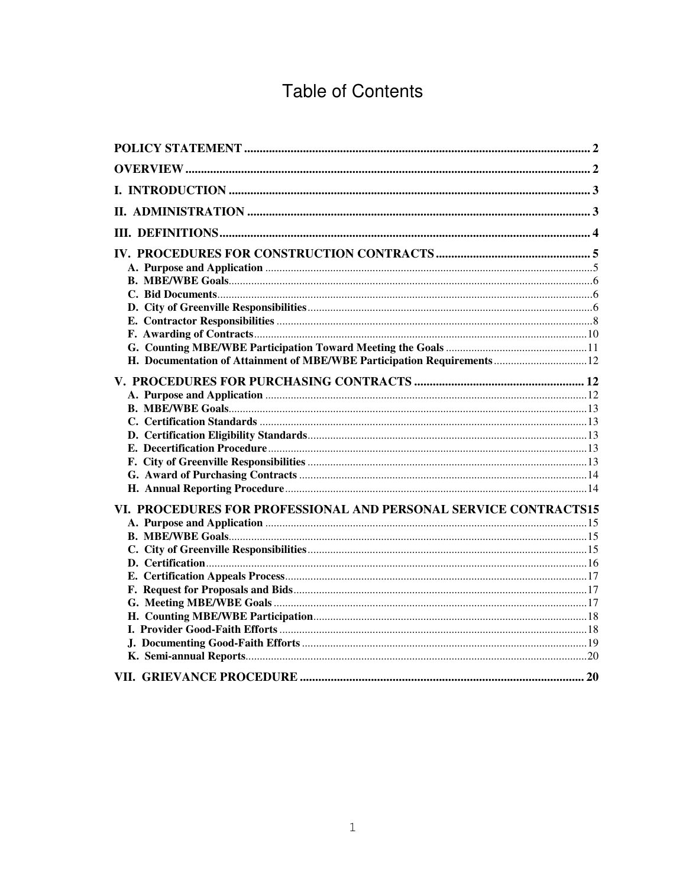# Table of Contents

**POLICY STATEMENT** ........................................................................................................... 2

**OVERVIEW** ........................................................................................................................... 2

**I. INTRODUCTION** ............................................................................................................... 3

**II. ADMINISTRATION** .......................................................................................................... 3

**III. DEFINITIONS** ................................................................................................................... 4

**IV. PROCEDURES FOR CONSTRUCTION CONTRACTS** .................................................. 5

- **A. Purpose and Application** ............................................................................................. 5
- **B. MBE/WBE Goals** ........................................................................................................... 6
- **C. Bid Documents** .............................................................................................................. 6
- **D. City of Greenville Responsibilities** ................................................................................ 6
- **E. Contractor Responsibilities** ........................................................................................... 8
- **F. Awarding of Contracts** ................................................................................................. 10
- **G. Counting MBE/WBE Participation Toward Meeting the Goals** ................................... 11
- **H. Documentation of Attainment of MBE/WBE Participation Requirements** ................. 12

**V. PROCEDURES FOR PURCHASING CONTRACTS** ....................................................... 12

- **A. Purpose and Application** ............................................................................................. 12
- **B. MBE/WBE Goals** .......................................................................................................... 13
- **C. Certification Standards** ............................................................................................... 13
- **D. Certification Eligibility Standards** ............................................................................... 13
- **E. Decertification Procedure** ............................................................................................ 13
- **F. City of Greenville Responsibilities** ............................................................................... 13
- **G. Award of Purchasing Contracts** ................................................................................... 14
- **H. Annual Reporting Procedure** ....................................................................................... 14

**VI. PROCEDURES FOR PROFESSIONAL AND PERSONAL SERVICE CONTRACTS** 15

- **A. Purpose and Application** ............................................................................................. 15
- **B. MBE/WBE Goals** .......................................................................................................... 15
- **C. City of Greenville Responsibilities** ............................................................................... 15
- **D. Certification** ................................................................................................................. 16
- **E. Certification Appeals Process** ..................................................................................... 17
- **F. Request for Proposals and Bids** ................................................................................... 17
- **G. Meeting MBE/WBE Goals** ........................................................................................... 17
- **H. Counting MBE/WBE Participation** .............................................................................. 18
- **I. Provider Good-Faith Efforts** .......................................................................................... 18
- **J. Documenting Good-Faith Efforts** ................................................................................. 19
- **K. Semi-annual Reports** .................................................................................................... 20

**VII. GRIEVANCE PROCEDURE** .......................................................................................... 20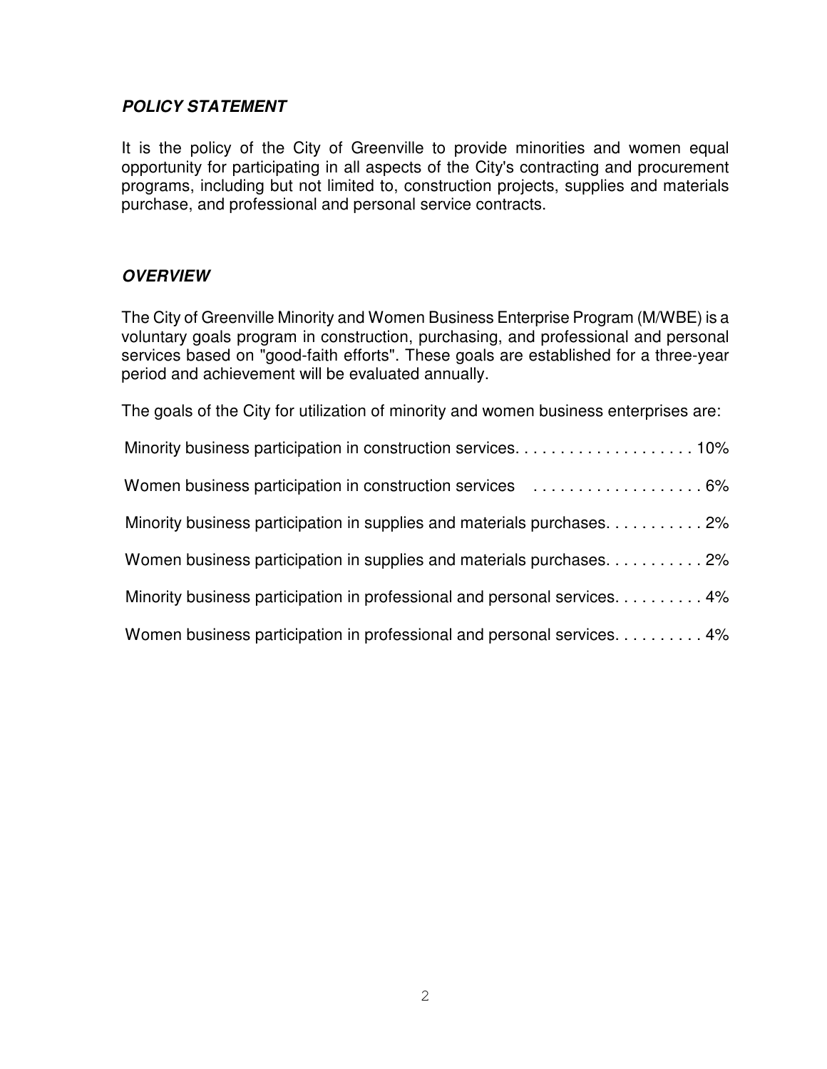### ***POLICY STATEMENT***

It is the policy of the City of Greenville to provide minorities and women equal opportunity for participating in all aspects of the City's contracting and procurement programs, including but not limited to, construction projects, supplies and materials purchase, and professional and personal service contracts.

### ***OVERVIEW***

The City of Greenville Minority and Women Business Enterprise Program (M/WBE) is a voluntary goals program in construction, purchasing, and professional and personal services based on "good-faith efforts". These goals are established for a three-year period and achievement will be evaluated annually.

The goals of the City for utilization of minority and women business enterprises are:

Minority business participation in construction services. . . . . . . . . . . . . . . . . . . . 10%

Women business participation in construction services . . . . . . . . . . . . . . . . . . . 6%

Minority business participation in supplies and materials purchases. . . . . . . . . . . 2%

Women business participation in supplies and materials purchases. . . . . . . . . . . 2%

Minority business participation in professional and personal services. . . . . . . . . . 4%

Women business participation in professional and personal services. . . . . . . . . . 4%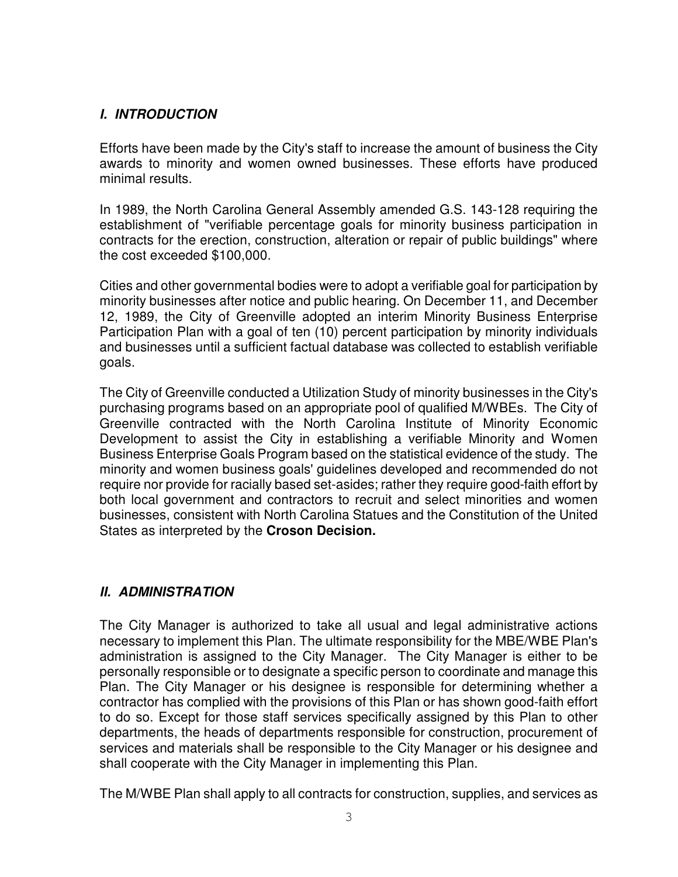## *I. INTRODUCTION*

Efforts have been made by the City's staff to increase the amount of business the City awards to minority and women owned businesses. These efforts have produced minimal results.

In 1989, the North Carolina General Assembly amended G.S. 143-128 requiring the establishment of "verifiable percentage goals for minority business participation in contracts for the erection, construction, alteration or repair of public buildings" where the cost exceeded $100,000.

Cities and other governmental bodies were to adopt a verifiable goal for participation by minority businesses after notice and public hearing. On December 11, and December 12, 1989, the City of Greenville adopted an interim Minority Business Enterprise Participation Plan with a goal of ten (10) percent participation by minority individuals and businesses until a sufficient factual database was collected to establish verifiable goals.

The City of Greenville conducted a Utilization Study of minority businesses in the City's purchasing programs based on an appropriate pool of qualified M/WBEs. The City of Greenville contracted with the North Carolina Institute of Minority Economic Development to assist the City in establishing a verifiable Minority and Women Business Enterprise Goals Program based on the statistical evidence of the study. The minority and women business goals' guidelines developed and recommended do not require nor provide for racially based set-asides; rather they require good-faith effort by both local government and contractors to recruit and select minorities and women businesses, consistent with North Carolina Statues and the Constitution of the United States as interpreted by the **Croson Decision.**

## *II. ADMINISTRATION*

The City Manager is authorized to take all usual and legal administrative actions necessary to implement this Plan. The ultimate responsibility for the MBE/WBE Plan's administration is assigned to the City Manager. The City Manager is either to be personally responsible or to designate a specific person to coordinate and manage this Plan. The City Manager or his designee is responsible for determining whether a contractor has complied with the provisions of this Plan or has shown good-faith effort to do so. Except for those staff services specifically assigned by this Plan to other departments, the heads of departments responsible for construction, procurement of services and materials shall be responsible to the City Manager or his designee and shall cooperate with the City Manager in implementing this Plan.

The M/WBE Plan shall apply to all contracts for construction, supplies, and services as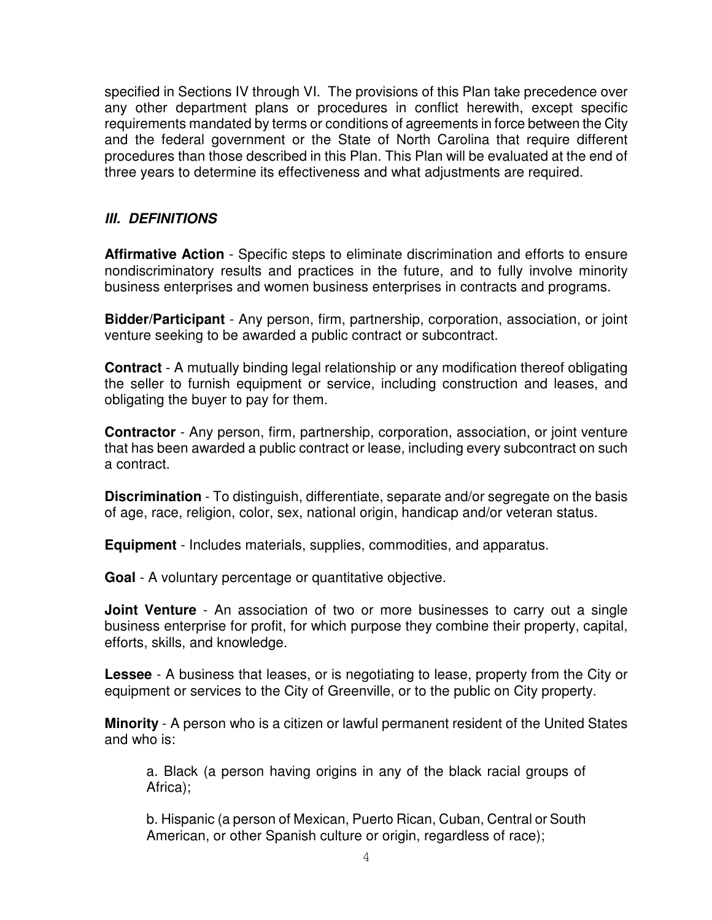specified in Sections IV through VI. The provisions of this Plan take precedence over any other department plans or procedures in conflict herewith, except specific requirements mandated by terms or conditions of agreements in force between the City and the federal government or the State of North Carolina that require different procedures than those described in this Plan. This Plan will be evaluated at the end of three years to determine its effectiveness and what adjustments are required.

## ***III. DEFINITIONS***

**Affirmative Action** - Specific steps to eliminate discrimination and efforts to ensure nondiscriminatory results and practices in the future, and to fully involve minority business enterprises and women business enterprises in contracts and programs.

**Bidder/Participant** - Any person, firm, partnership, corporation, association, or joint venture seeking to be awarded a public contract or subcontract.

**Contract** - A mutually binding legal relationship or any modification thereof obligating the seller to furnish equipment or service, including construction and leases, and obligating the buyer to pay for them.

**Contractor** - Any person, firm, partnership, corporation, association, or joint venture that has been awarded a public contract or lease, including every subcontract on such a contract.

**Discrimination** - To distinguish, differentiate, separate and/or segregate on the basis of age, race, religion, color, sex, national origin, handicap and/or veteran status.

**Equipment** - Includes materials, supplies, commodities, and apparatus.

**Goal** - A voluntary percentage or quantitative objective.

**Joint Venture** - An association of two or more businesses to carry out a single business enterprise for profit, for which purpose they combine their property, capital, efforts, skills, and knowledge.

**Lessee** - A business that leases, or is negotiating to lease, property from the City or equipment or services to the City of Greenville, or to the public on City property.

**Minority** - A person who is a citizen or lawful permanent resident of the United States and who is:

> a. Black (a person having origins in any of the black racial groups of Africa);
>
> b. Hispanic (a person of Mexican, Puerto Rican, Cuban, Central or South American, or other Spanish culture or origin, regardless of race);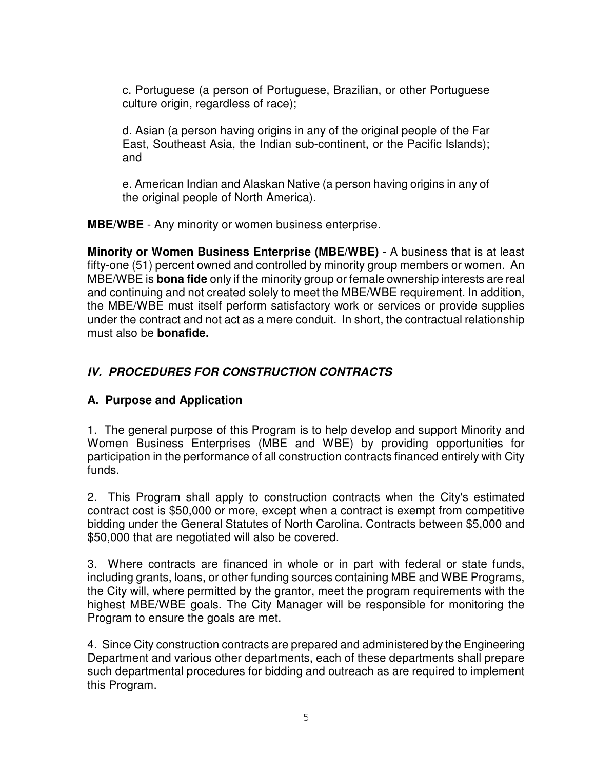c. Portuguese (a person of Portuguese, Brazilian, or other Portuguese culture origin, regardless of race);

d. Asian (a person having origins in any of the original people of the Far East, Southeast Asia, the Indian sub-continent, or the Pacific Islands); and

e. American Indian and Alaskan Native (a person having origins in any of the original people of North America).

**MBE/WBE** - Any minority or women business enterprise.

**Minority or Women Business Enterprise (MBE/WBE)** - A business that is at least fifty-one (51) percent owned and controlled by minority group members or women. An MBE/WBE is **bona fide** only if the minority group or female ownership interests are real and continuing and not created solely to meet the MBE/WBE requirement. In addition, the MBE/WBE must itself perform satisfactory work or services or provide supplies under the contract and not act as a mere conduit. In short, the contractual relationship must also be **bonafide.**

## *IV. PROCEDURES FOR CONSTRUCTION CONTRACTS*

### A. Purpose and Application

1. The general purpose of this Program is to help develop and support Minority and Women Business Enterprises (MBE and WBE) by providing opportunities for participation in the performance of all construction contracts financed entirely with City funds.

2. This Program shall apply to construction contracts when the City's estimated contract cost is $50,000 or more, except when a contract is exempt from competitive bidding under the General Statutes of North Carolina. Contracts between $5,000 and $50,000 that are negotiated will also be covered.

3. Where contracts are financed in whole or in part with federal or state funds, including grants, loans, or other funding sources containing MBE and WBE Programs, the City will, where permitted by the grantor, meet the program requirements with the highest MBE/WBE goals. The City Manager will be responsible for monitoring the Program to ensure the goals are met.

4. Since City construction contracts are prepared and administered by the Engineering Department and various other departments, each of these departments shall prepare such departmental procedures for bidding and outreach as are required to implement this Program.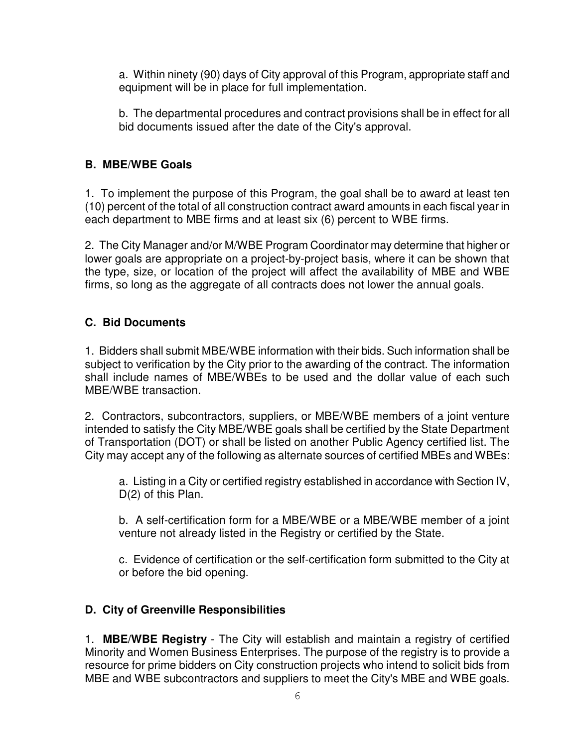a. Within ninety (90) days of City approval of this Program, appropriate staff and equipment will be in place for full implementation.

b. The departmental procedures and contract provisions shall be in effect for all bid documents issued after the date of the City's approval.

### B. MBE/WBE Goals

1. To implement the purpose of this Program, the goal shall be to award at least ten (10) percent of the total of all construction contract award amounts in each fiscal year in each department to MBE firms and at least six (6) percent to WBE firms.

2. The City Manager and/or M/WBE Program Coordinator may determine that higher or lower goals are appropriate on a project-by-project basis, where it can be shown that the type, size, or location of the project will affect the availability of MBE and WBE firms, so long as the aggregate of all contracts does not lower the annual goals.

### C. Bid Documents

1. Bidders shall submit MBE/WBE information with their bids. Such information shall be subject to verification by the City prior to the awarding of the contract. The information shall include names of MBE/WBEs to be used and the dollar value of each such MBE/WBE transaction.

2. Contractors, subcontractors, suppliers, or MBE/WBE members of a joint venture intended to satisfy the City MBE/WBE goals shall be certified by the State Department of Transportation (DOT) or shall be listed on another Public Agency certified list. The City may accept any of the following as alternate sources of certified MBEs and WBEs:

   a. Listing in a City or certified registry established in accordance with Section IV, D(2) of this Plan.

   b. A self-certification form for a MBE/WBE or a MBE/WBE member of a joint venture not already listed in the Registry or certified by the State.

   c. Evidence of certification or the self-certification form submitted to the City at or before the bid opening.

### D. City of Greenville Responsibilities

1. **MBE/WBE Registry** - The City will establish and maintain a registry of certified Minority and Women Business Enterprises. The purpose of the registry is to provide a resource for prime bidders on City construction projects who intend to solicit bids from MBE and WBE subcontractors and suppliers to meet the City's MBE and WBE goals.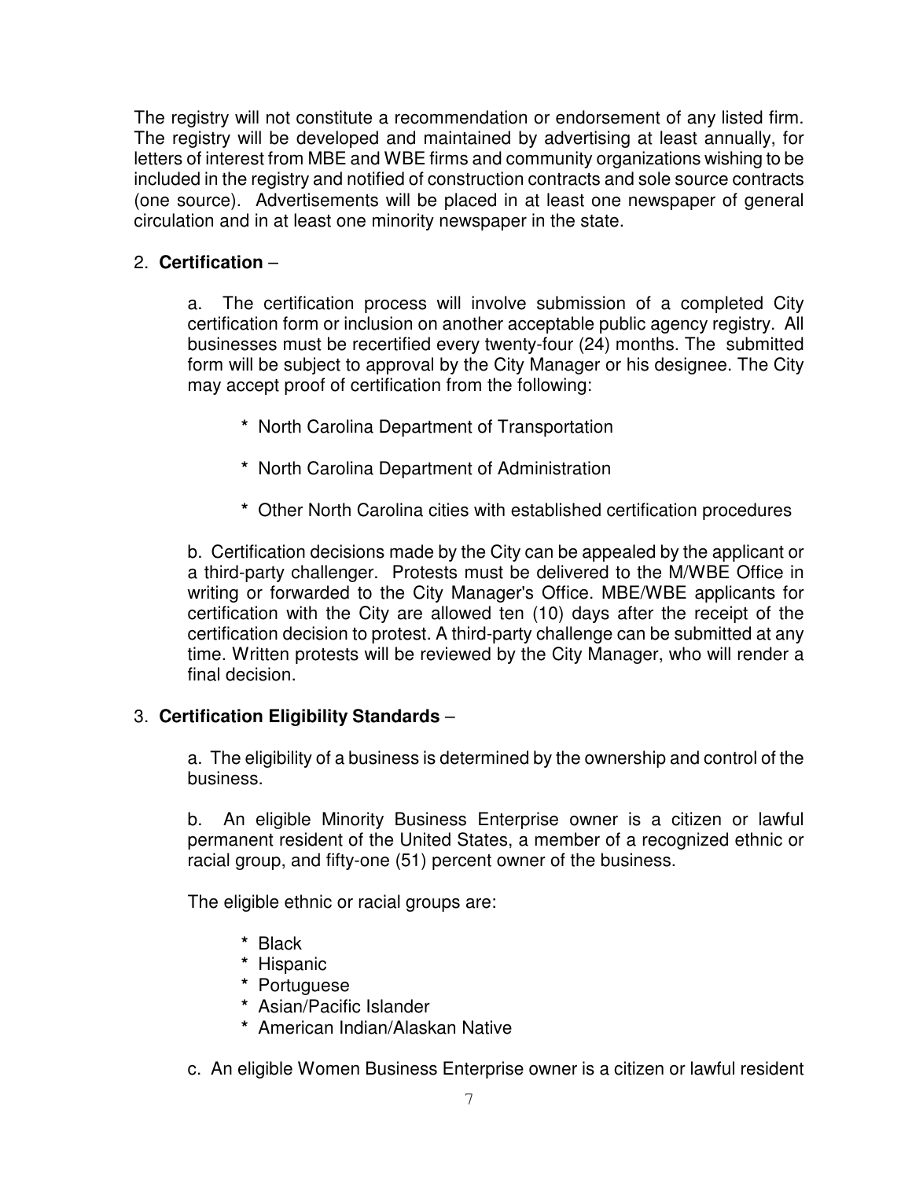The registry will not constitute a recommendation or endorsement of any listed firm. The registry will be developed and maintained by advertising at least annually, for letters of interest from MBE and WBE firms and community organizations wishing to be included in the registry and notified of construction contracts and sole source contracts (one source). Advertisements will be placed in at least one newspaper of general circulation and in at least one minority newspaper in the state.

2. **Certification** –

   a. The certification process will involve submission of a completed City certification form or inclusion on another acceptable public agency registry. All businesses must be recertified every twenty-four (24) months. The submitted form will be subject to approval by the City Manager or his designee. The City may accept proof of certification from the following:

   * North Carolina Department of Transportation
   * North Carolina Department of Administration
   * Other North Carolina cities with established certification procedures

   b. Certification decisions made by the City can be appealed by the applicant or a third-party challenger. Protests must be delivered to the M/WBE Office in writing or forwarded to the City Manager's Office. MBE/WBE applicants for certification with the City are allowed ten (10) days after the receipt of the certification decision to protest. A third-party challenge can be submitted at any time. Written protests will be reviewed by the City Manager, who will render a final decision.

3. **Certification Eligibility Standards** –

   a. The eligibility of a business is determined by the ownership and control of the business.

   b. An eligible Minority Business Enterprise owner is a citizen or lawful permanent resident of the United States, a member of a recognized ethnic or racial group, and fifty-one (51) percent owner of the business.

   The eligible ethnic or racial groups are:

   * Black
   * Hispanic
   * Portuguese
   * Asian/Pacific Islander
   * American Indian/Alaskan Native

   c. An eligible Women Business Enterprise owner is a citizen or lawful resident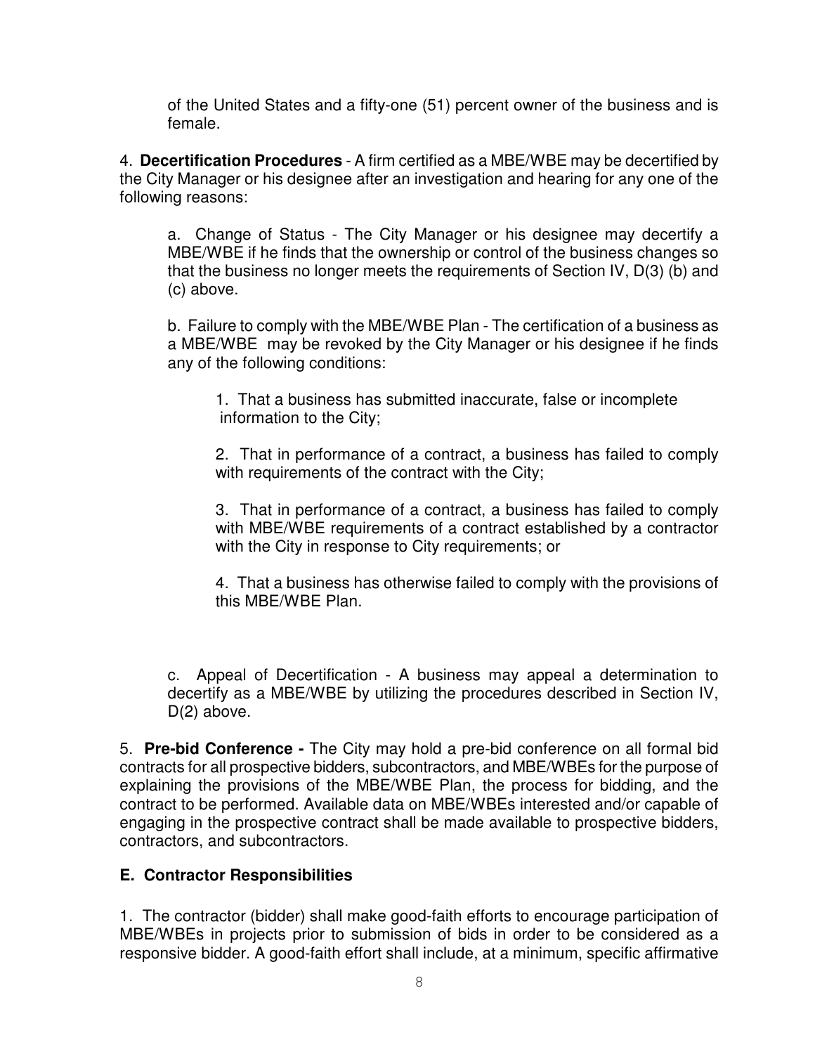of the United States and a fifty-one (51) percent owner of the business and is female.

4. **Decertification Procedures** - A firm certified as a MBE/WBE may be decertified by the City Manager or his designee after an investigation and hearing for any one of the following reasons:

a. Change of Status - The City Manager or his designee may decertify a MBE/WBE if he finds that the ownership or control of the business changes so that the business no longer meets the requirements of Section IV, D(3) (b) and (c) above.

b. Failure to comply with the MBE/WBE Plan - The certification of a business as a MBE/WBE may be revoked by the City Manager or his designee if he finds any of the following conditions:

1. That a business has submitted inaccurate, false or incomplete information to the City;

2. That in performance of a contract, a business has failed to comply with requirements of the contract with the City;

3. That in performance of a contract, a business has failed to comply with MBE/WBE requirements of a contract established by a contractor with the City in response to City requirements; or

4. That a business has otherwise failed to comply with the provisions of this MBE/WBE Plan.

c. Appeal of Decertification - A business may appeal a determination to decertify as a MBE/WBE by utilizing the procedures described in Section IV, D(2) above.

5. **Pre-bid Conference -** The City may hold a pre-bid conference on all formal bid contracts for all prospective bidders, subcontractors, and MBE/WBEs for the purpose of explaining the provisions of the MBE/WBE Plan, the process for bidding, and the contract to be performed. Available data on MBE/WBEs interested and/or capable of engaging in the prospective contract shall be made available to prospective bidders, contractors, and subcontractors.

## E. Contractor Responsibilities

1. The contractor (bidder) shall make good-faith efforts to encourage participation of MBE/WBEs in projects prior to submission of bids in order to be considered as a responsive bidder. A good-faith effort shall include, at a minimum, specific affirmative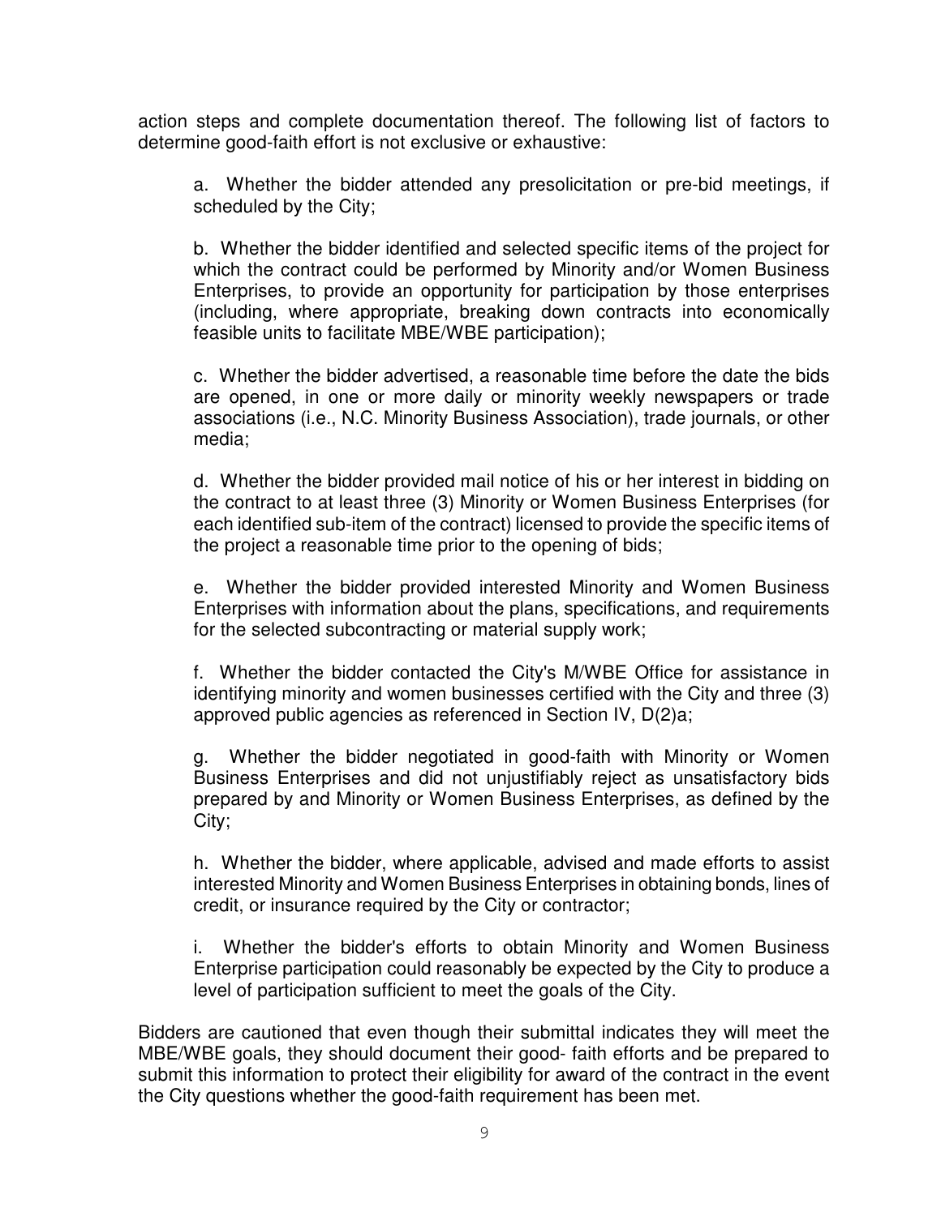action steps and complete documentation thereof. The following list of factors to determine good-faith effort is not exclusive or exhaustive:

a. Whether the bidder attended any presolicitation or pre-bid meetings, if scheduled by the City;

b. Whether the bidder identified and selected specific items of the project for which the contract could be performed by Minority and/or Women Business Enterprises, to provide an opportunity for participation by those enterprises (including, where appropriate, breaking down contracts into economically feasible units to facilitate MBE/WBE participation);

c. Whether the bidder advertised, a reasonable time before the date the bids are opened, in one or more daily or minority weekly newspapers or trade associations (i.e., N.C. Minority Business Association), trade journals, or other media;

d. Whether the bidder provided mail notice of his or her interest in bidding on the contract to at least three (3) Minority or Women Business Enterprises (for each identified sub-item of the contract) licensed to provide the specific items of the project a reasonable time prior to the opening of bids;

e. Whether the bidder provided interested Minority and Women Business Enterprises with information about the plans, specifications, and requirements for the selected subcontracting or material supply work;

f. Whether the bidder contacted the City's M/WBE Office for assistance in identifying minority and women businesses certified with the City and three (3) approved public agencies as referenced in Section IV, D(2)a;

g. Whether the bidder negotiated in good-faith with Minority or Women Business Enterprises and did not unjustifiably reject as unsatisfactory bids prepared by and Minority or Women Business Enterprises, as defined by the City;

h. Whether the bidder, where applicable, advised and made efforts to assist interested Minority and Women Business Enterprises in obtaining bonds, lines of credit, or insurance required by the City or contractor;

i. Whether the bidder's efforts to obtain Minority and Women Business Enterprise participation could reasonably be expected by the City to produce a level of participation sufficient to meet the goals of the City.

Bidders are cautioned that even though their submittal indicates they will meet the MBE/WBE goals, they should document their good- faith efforts and be prepared to submit this information to protect their eligibility for award of the contract in the event the City questions whether the good-faith requirement has been met.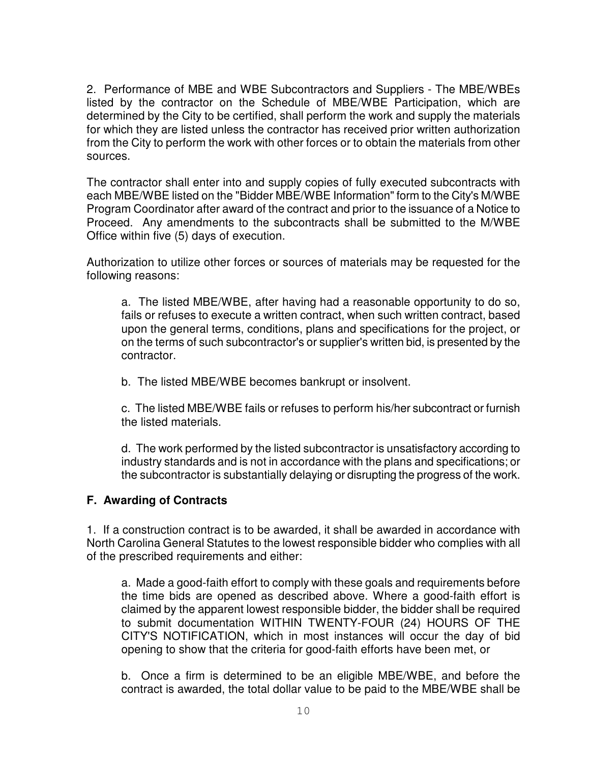2. Performance of MBE and WBE Subcontractors and Suppliers - The MBE/WBEs listed by the contractor on the Schedule of MBE/WBE Participation, which are determined by the City to be certified, shall perform the work and supply the materials for which they are listed unless the contractor has received prior written authorization from the City to perform the work with other forces or to obtain the materials from other sources.

The contractor shall enter into and supply copies of fully executed subcontracts with each MBE/WBE listed on the "Bidder MBE/WBE Information" form to the City's M/WBE Program Coordinator after award of the contract and prior to the issuance of a Notice to Proceed. Any amendments to the subcontracts shall be submitted to the M/WBE Office within five (5) days of execution.

Authorization to utilize other forces or sources of materials may be requested for the following reasons:

> a. The listed MBE/WBE, after having had a reasonable opportunity to do so, fails or refuses to execute a written contract, when such written contract, based upon the general terms, conditions, plans and specifications for the project, or on the terms of such subcontractor's or supplier's written bid, is presented by the contractor.
>
> b. The listed MBE/WBE becomes bankrupt or insolvent.
>
> c. The listed MBE/WBE fails or refuses to perform his/her subcontract or furnish the listed materials.
>
> d. The work performed by the listed subcontractor is unsatisfactory according to industry standards and is not in accordance with the plans and specifications; or the subcontractor is substantially delaying or disrupting the progress of the work.

**F. Awarding of Contracts**

1. If a construction contract is to be awarded, it shall be awarded in accordance with North Carolina General Statutes to the lowest responsible bidder who complies with all of the prescribed requirements and either:

> a. Made a good-faith effort to comply with these goals and requirements before the time bids are opened as described above. Where a good-faith effort is claimed by the apparent lowest responsible bidder, the bidder shall be required to submit documentation WITHIN TWENTY-FOUR (24) HOURS OF THE CITY'S NOTIFICATION, which in most instances will occur the day of bid opening to show that the criteria for good-faith efforts have been met, or
>
> b. Once a firm is determined to be an eligible MBE/WBE, and before the contract is awarded, the total dollar value to be paid to the MBE/WBE shall be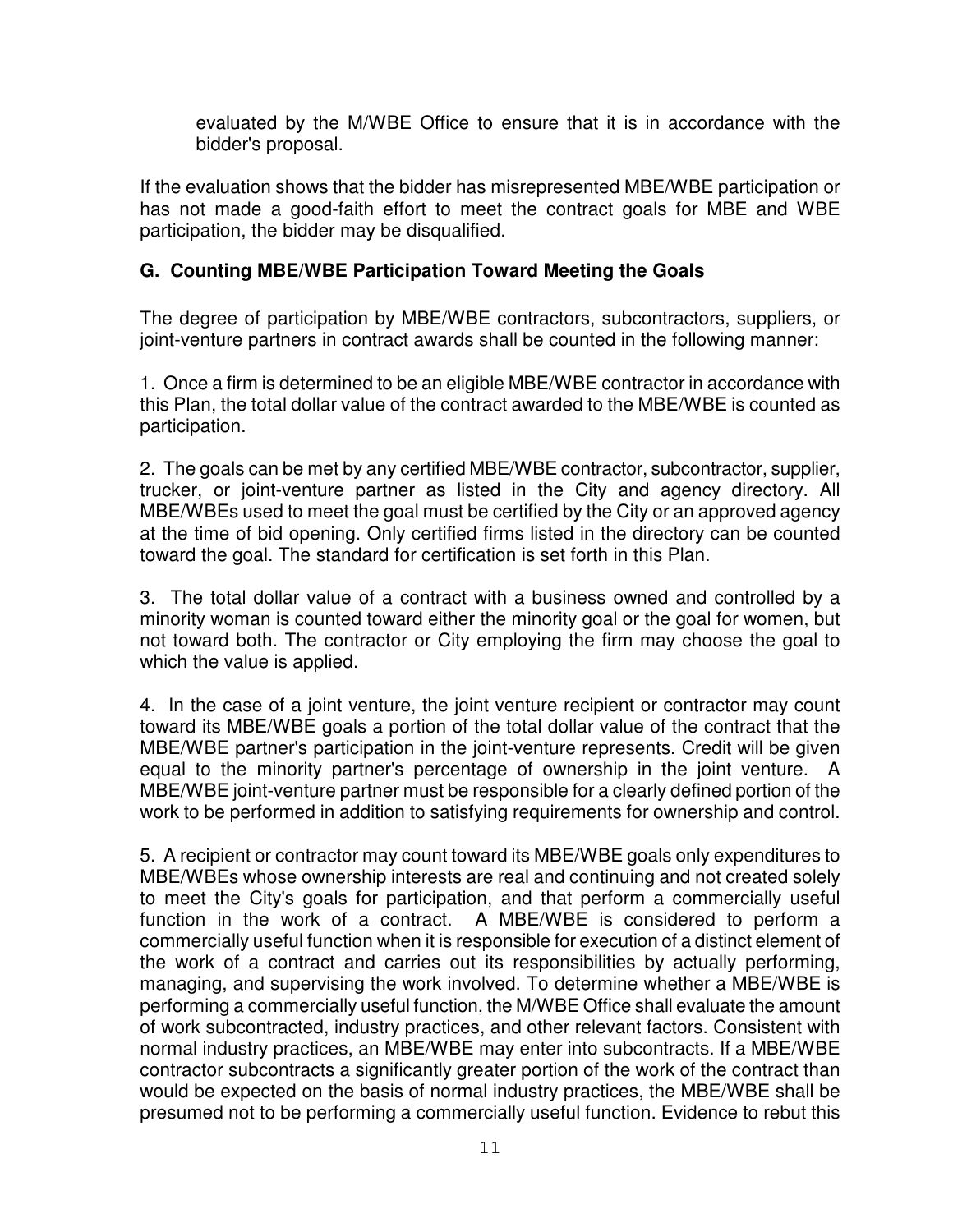evaluated by the M/WBE Office to ensure that it is in accordance with the bidder's proposal.

If the evaluation shows that the bidder has misrepresented MBE/WBE participation or has not made a good-faith effort to meet the contract goals for MBE and WBE participation, the bidder may be disqualified.

### G. Counting MBE/WBE Participation Toward Meeting the Goals

The degree of participation by MBE/WBE contractors, subcontractors, suppliers, or joint-venture partners in contract awards shall be counted in the following manner:

1. Once a firm is determined to be an eligible MBE/WBE contractor in accordance with this Plan, the total dollar value of the contract awarded to the MBE/WBE is counted as participation.

2. The goals can be met by any certified MBE/WBE contractor, subcontractor, supplier, trucker, or joint-venture partner as listed in the City and agency directory. All MBE/WBEs used to meet the goal must be certified by the City or an approved agency at the time of bid opening. Only certified firms listed in the directory can be counted toward the goal. The standard for certification is set forth in this Plan.

3. The total dollar value of a contract with a business owned and controlled by a minority woman is counted toward either the minority goal or the goal for women, but not toward both. The contractor or City employing the firm may choose the goal to which the value is applied.

4. In the case of a joint venture, the joint venture recipient or contractor may count toward its MBE/WBE goals a portion of the total dollar value of the contract that the MBE/WBE partner's participation in the joint-venture represents. Credit will be given equal to the minority partner's percentage of ownership in the joint venture. A MBE/WBE joint-venture partner must be responsible for a clearly defined portion of the work to be performed in addition to satisfying requirements for ownership and control.

5. A recipient or contractor may count toward its MBE/WBE goals only expenditures to MBE/WBEs whose ownership interests are real and continuing and not created solely to meet the City's goals for participation, and that perform a commercially useful function in the work of a contract. A MBE/WBE is considered to perform a commercially useful function when it is responsible for execution of a distinct element of the work of a contract and carries out its responsibilities by actually performing, managing, and supervising the work involved. To determine whether a MBE/WBE is performing a commercially useful function, the M/WBE Office shall evaluate the amount of work subcontracted, industry practices, and other relevant factors. Consistent with normal industry practices, an MBE/WBE may enter into subcontracts. If a MBE/WBE contractor subcontracts a significantly greater portion of the work of the contract than would be expected on the basis of normal industry practices, the MBE/WBE shall be presumed not to be performing a commercially useful function. Evidence to rebut this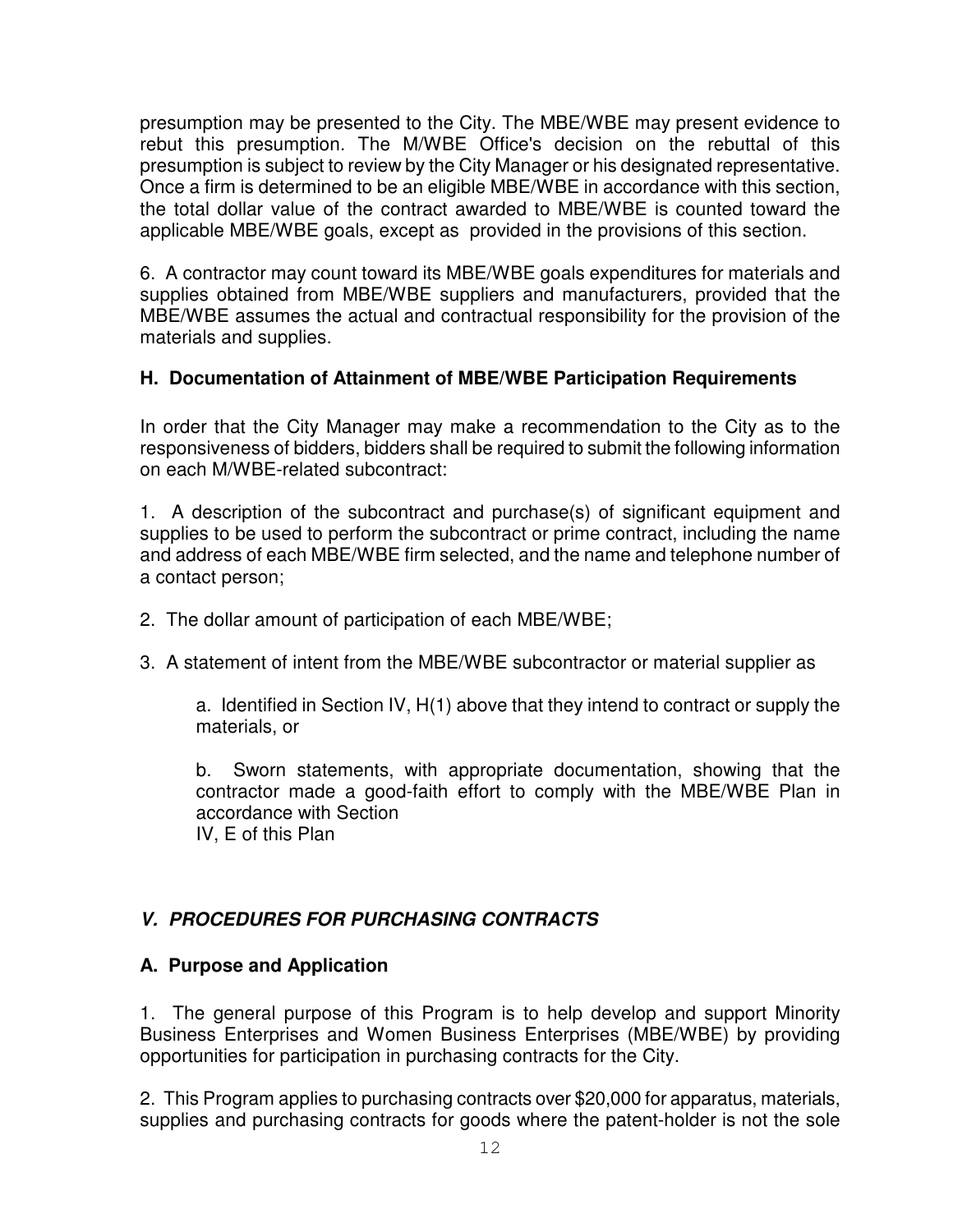presumption may be presented to the City. The MBE/WBE may present evidence to rebut this presumption. The M/WBE Office's decision on the rebuttal of this presumption is subject to review by the City Manager or his designated representative. Once a firm is determined to be an eligible MBE/WBE in accordance with this section, the total dollar value of the contract awarded to MBE/WBE is counted toward the applicable MBE/WBE goals, except as provided in the provisions of this section.

6. A contractor may count toward its MBE/WBE goals expenditures for materials and supplies obtained from MBE/WBE suppliers and manufacturers, provided that the MBE/WBE assumes the actual and contractual responsibility for the provision of the materials and supplies.

### H. Documentation of Attainment of MBE/WBE Participation Requirements

In order that the City Manager may make a recommendation to the City as to the responsiveness of bidders, bidders shall be required to submit the following information on each M/WBE-related subcontract:

1. A description of the subcontract and purchase(s) of significant equipment and supplies to be used to perform the subcontract or prime contract, including the name and address of each MBE/WBE firm selected, and the name and telephone number of a contact person;

2. The dollar amount of participation of each MBE/WBE;

3. A statement of intent from the MBE/WBE subcontractor or material supplier as

   a. Identified in Section IV, H(1) above that they intend to contract or supply the materials, or

   b. Sworn statements, with appropriate documentation, showing that the contractor made a good-faith effort to comply with the MBE/WBE Plan in accordance with Section IV, E of this Plan

## *V. PROCEDURES FOR PURCHASING CONTRACTS*

### A. Purpose and Application

1. The general purpose of this Program is to help develop and support Minority Business Enterprises and Women Business Enterprises (MBE/WBE) by providing opportunities for participation in purchasing contracts for the City.

2. This Program applies to purchasing contracts over $20,000 for apparatus, materials, supplies and purchasing contracts for goods where the patent-holder is not the sole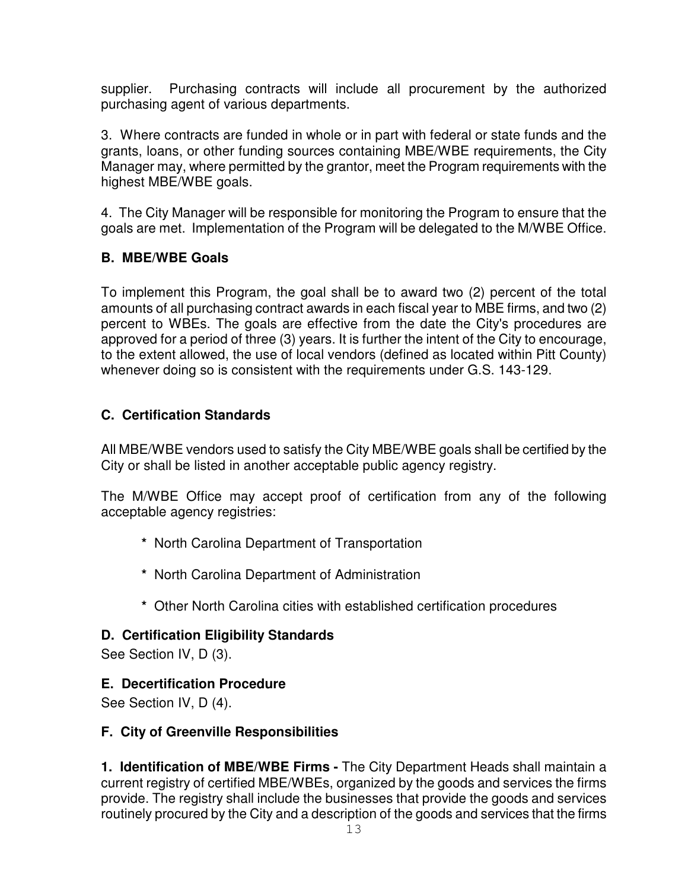supplier. Purchasing contracts will include all procurement by the authorized purchasing agent of various departments.

3. Where contracts are funded in whole or in part with federal or state funds and the grants, loans, or other funding sources containing MBE/WBE requirements, the City Manager may, where permitted by the grantor, meet the Program requirements with the highest MBE/WBE goals.

4. The City Manager will be responsible for monitoring the Program to ensure that the goals are met. Implementation of the Program will be delegated to the M/WBE Office.

**B. MBE/WBE Goals**

To implement this Program, the goal shall be to award two (2) percent of the total amounts of all purchasing contract awards in each fiscal year to MBE firms, and two (2) percent to WBEs. The goals are effective from the date the City's procedures are approved for a period of three (3) years. It is further the intent of the City to encourage, to the extent allowed, the use of local vendors (defined as located within Pitt County) whenever doing so is consistent with the requirements under G.S. 143-129.

**C. Certification Standards**

All MBE/WBE vendors used to satisfy the City MBE/WBE goals shall be certified by the City or shall be listed in another acceptable public agency registry.

The M/WBE Office may accept proof of certification from any of the following acceptable agency registries:

* North Carolina Department of Transportation
* North Carolina Department of Administration
* Other North Carolina cities with established certification procedures

**D. Certification Eligibility Standards**

See Section IV, D (3).

**E. Decertification Procedure**

See Section IV, D (4).

**F. City of Greenville Responsibilities**

**1. Identification of MBE/WBE Firms -** The City Department Heads shall maintain a current registry of certified MBE/WBEs, organized by the goods and services the firms provide. The registry shall include the businesses that provide the goods and services routinely procured by the City and a description of the goods and services that the firms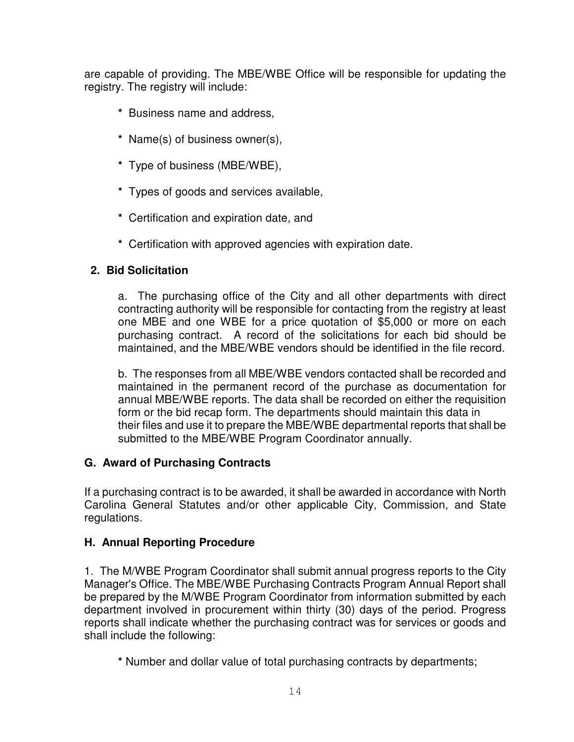are capable of providing. The MBE/WBE Office will be responsible for updating the registry. The registry will include:

* Business name and address,
* Name(s) of business owner(s),
* Type of business (MBE/WBE),
* Types of goods and services available,
* Certification and expiration date, and
* Certification with approved agencies with expiration date.

**2. Bid Solicitation**

a. The purchasing office of the City and all other departments with direct contracting authority will be responsible for contacting from the registry at least one MBE and one WBE for a price quotation of $5,000 or more on each purchasing contract. A record of the solicitations for each bid should be maintained, and the MBE/WBE vendors should be identified in the file record.

b. The responses from all MBE/WBE vendors contacted shall be recorded and maintained in the permanent record of the purchase as documentation for annual MBE/WBE reports. The data shall be recorded on either the requisition form or the bid recap form. The departments should maintain this data in their files and use it to prepare the MBE/WBE departmental reports that shall be submitted to the MBE/WBE Program Coordinator annually.

### G. Award of Purchasing Contracts

If a purchasing contract is to be awarded, it shall be awarded in accordance with North Carolina General Statutes and/or other applicable City, Commission, and State regulations.

### H. Annual Reporting Procedure

1. The M/WBE Program Coordinator shall submit annual progress reports to the City Manager's Office. The MBE/WBE Purchasing Contracts Program Annual Report shall be prepared by the M/WBE Program Coordinator from information submitted by each department involved in procurement within thirty (30) days of the period. Progress reports shall indicate whether the purchasing contract was for services or goods and shall include the following:

* Number and dollar value of total purchasing contracts by departments;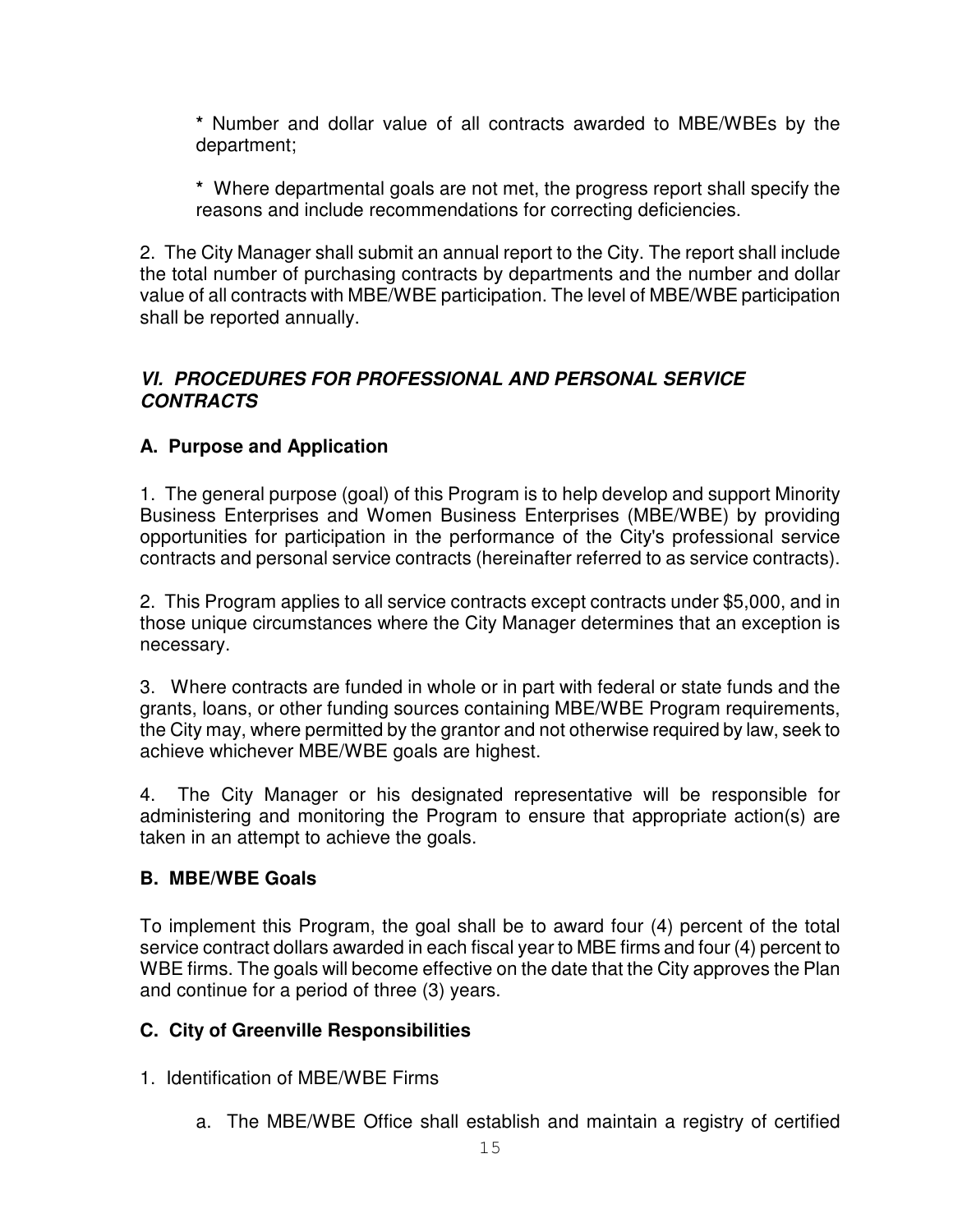* Number and dollar value of all contracts awarded to MBE/WBEs by the department;

* Where departmental goals are not met, the progress report shall specify the reasons and include recommendations for correcting deficiencies.

2. The City Manager shall submit an annual report to the City. The report shall include the total number of purchasing contracts by departments and the number and dollar value of all contracts with MBE/WBE participation. The level of MBE/WBE participation shall be reported annually.

## *VI. PROCEDURES FOR PROFESSIONAL AND PERSONAL SERVICE CONTRACTS*

### A. Purpose and Application

1. The general purpose (goal) of this Program is to help develop and support Minority Business Enterprises and Women Business Enterprises (MBE/WBE) by providing opportunities for participation in the performance of the City's professional service contracts and personal service contracts (hereinafter referred to as service contracts).

2. This Program applies to all service contracts except contracts under $5,000, and in those unique circumstances where the City Manager determines that an exception is necessary.

3. Where contracts are funded in whole or in part with federal or state funds and the grants, loans, or other funding sources containing MBE/WBE Program requirements, the City may, where permitted by the grantor and not otherwise required by law, seek to achieve whichever MBE/WBE goals are highest.

4. The City Manager or his designated representative will be responsible for administering and monitoring the Program to ensure that appropriate action(s) are taken in an attempt to achieve the goals.

### B. MBE/WBE Goals

To implement this Program, the goal shall be to award four (4) percent of the total service contract dollars awarded in each fiscal year to MBE firms and four (4) percent to WBE firms. The goals will become effective on the date that the City approves the Plan and continue for a period of three (3) years.

### C. City of Greenville Responsibilities

1. Identification of MBE/WBE Firms

   a. The MBE/WBE Office shall establish and maintain a registry of certified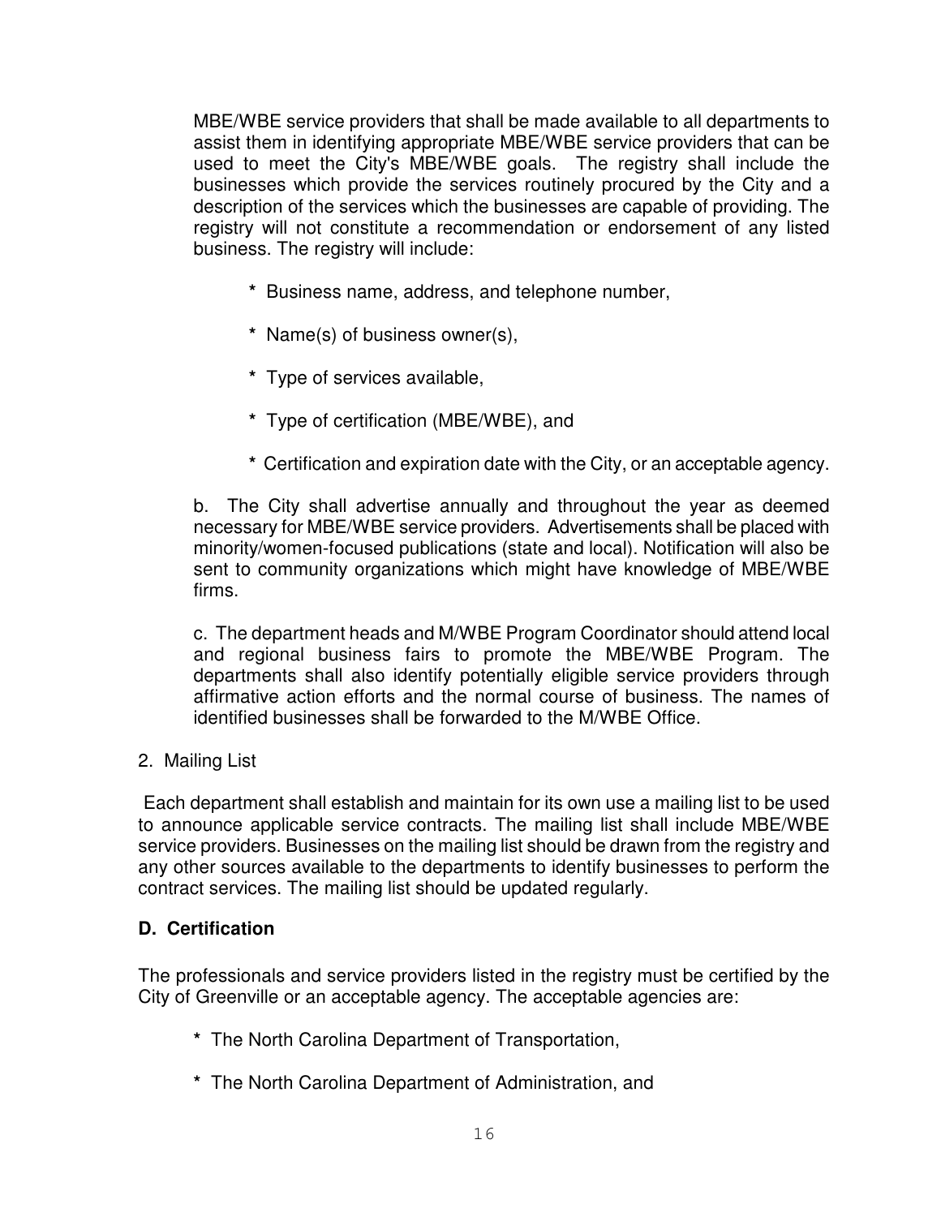MBE/WBE service providers that shall be made available to all departments to assist them in identifying appropriate MBE/WBE service providers that can be used to meet the City's MBE/WBE goals. The registry shall include the businesses which provide the services routinely procured by the City and a description of the services which the businesses are capable of providing. The registry will not constitute a recommendation or endorsement of any listed business. The registry will include:

* Business name, address, and telephone number,
* Name(s) of business owner(s),
* Type of services available,
* Type of certification (MBE/WBE), and
* Certification and expiration date with the City, or an acceptable agency.

b. The City shall advertise annually and throughout the year as deemed necessary for MBE/WBE service providers. Advertisements shall be placed with minority/women-focused publications (state and local). Notification will also be sent to community organizations which might have knowledge of MBE/WBE firms.

c. The department heads and M/WBE Program Coordinator should attend local and regional business fairs to promote the MBE/WBE Program. The departments shall also identify potentially eligible service providers through affirmative action efforts and the normal course of business. The names of identified businesses shall be forwarded to the M/WBE Office.

2. Mailing List

Each department shall establish and maintain for its own use a mailing list to be used to announce applicable service contracts. The mailing list shall include MBE/WBE service providers. Businesses on the mailing list should be drawn from the registry and any other sources available to the departments to identify businesses to perform the contract services. The mailing list should be updated regularly.

**D. Certification**

The professionals and service providers listed in the registry must be certified by the City of Greenville or an acceptable agency. The acceptable agencies are:

* The North Carolina Department of Transportation,
* The North Carolina Department of Administration, and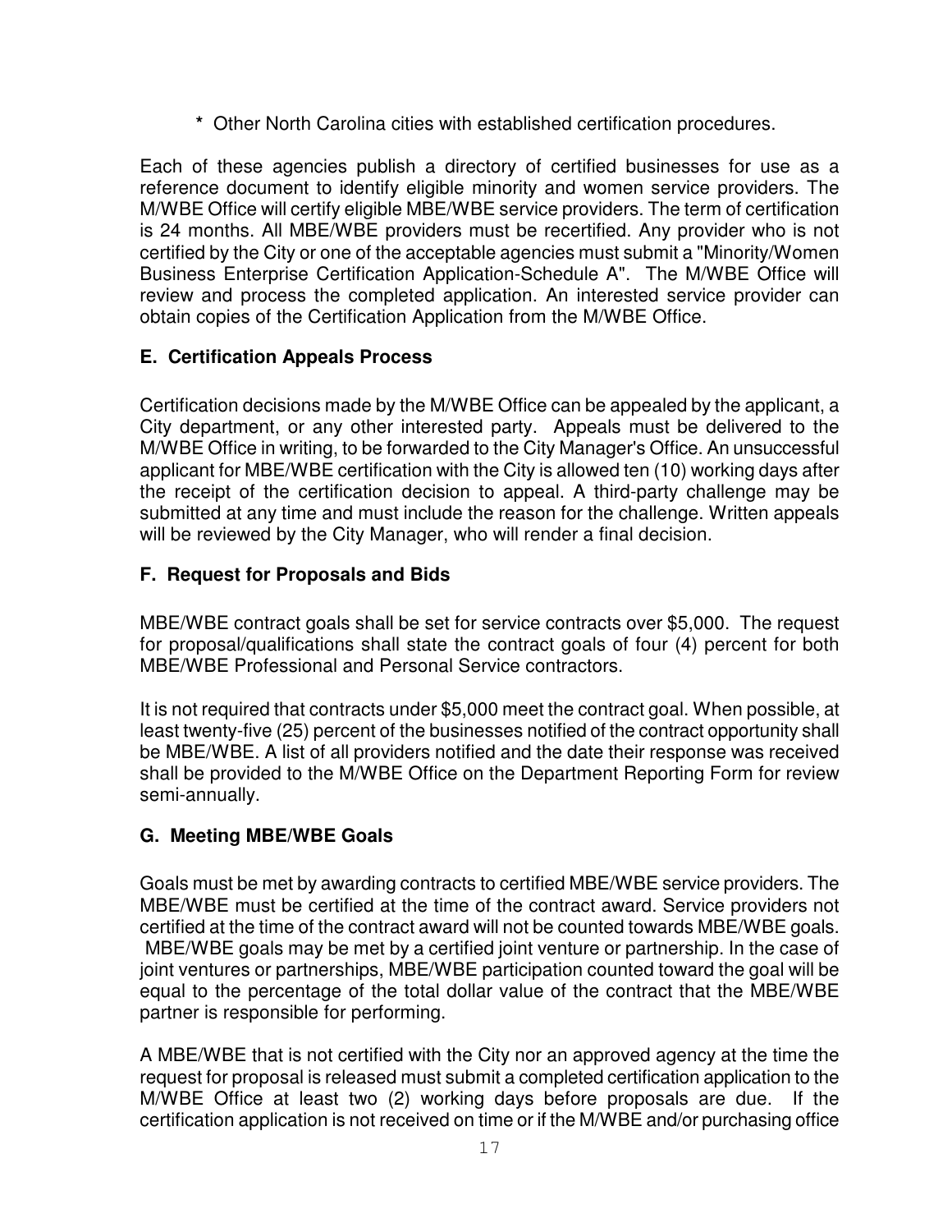* Other North Carolina cities with established certification procedures.

Each of these agencies publish a directory of certified businesses for use as a reference document to identify eligible minority and women service providers. The M/WBE Office will certify eligible MBE/WBE service providers. The term of certification is 24 months. All MBE/WBE providers must be recertified. Any provider who is not certified by the City or one of the acceptable agencies must submit a "Minority/Women Business Enterprise Certification Application-Schedule A". The M/WBE Office will review and process the completed application. An interested service provider can obtain copies of the Certification Application from the M/WBE Office.

### E. Certification Appeals Process

Certification decisions made by the M/WBE Office can be appealed by the applicant, a City department, or any other interested party. Appeals must be delivered to the M/WBE Office in writing, to be forwarded to the City Manager's Office. An unsuccessful applicant for MBE/WBE certification with the City is allowed ten (10) working days after the receipt of the certification decision to appeal. A third-party challenge may be submitted at any time and must include the reason for the challenge. Written appeals will be reviewed by the City Manager, who will render a final decision.

### F. Request for Proposals and Bids

MBE/WBE contract goals shall be set for service contracts over $5,000. The request for proposal/qualifications shall state the contract goals of four (4) percent for both MBE/WBE Professional and Personal Service contractors.

It is not required that contracts under $5,000 meet the contract goal. When possible, at least twenty-five (25) percent of the businesses notified of the contract opportunity shall be MBE/WBE. A list of all providers notified and the date their response was received shall be provided to the M/WBE Office on the Department Reporting Form for review semi-annually.

### G. Meeting MBE/WBE Goals

Goals must be met by awarding contracts to certified MBE/WBE service providers. The MBE/WBE must be certified at the time of the contract award. Service providers not certified at the time of the contract award will not be counted towards MBE/WBE goals. MBE/WBE goals may be met by a certified joint venture or partnership. In the case of joint ventures or partnerships, MBE/WBE participation counted toward the goal will be equal to the percentage of the total dollar value of the contract that the MBE/WBE partner is responsible for performing.

A MBE/WBE that is not certified with the City nor an approved agency at the time the request for proposal is released must submit a completed certification application to the M/WBE Office at least two (2) working days before proposals are due. If the certification application is not received on time or if the M/WBE and/or purchasing office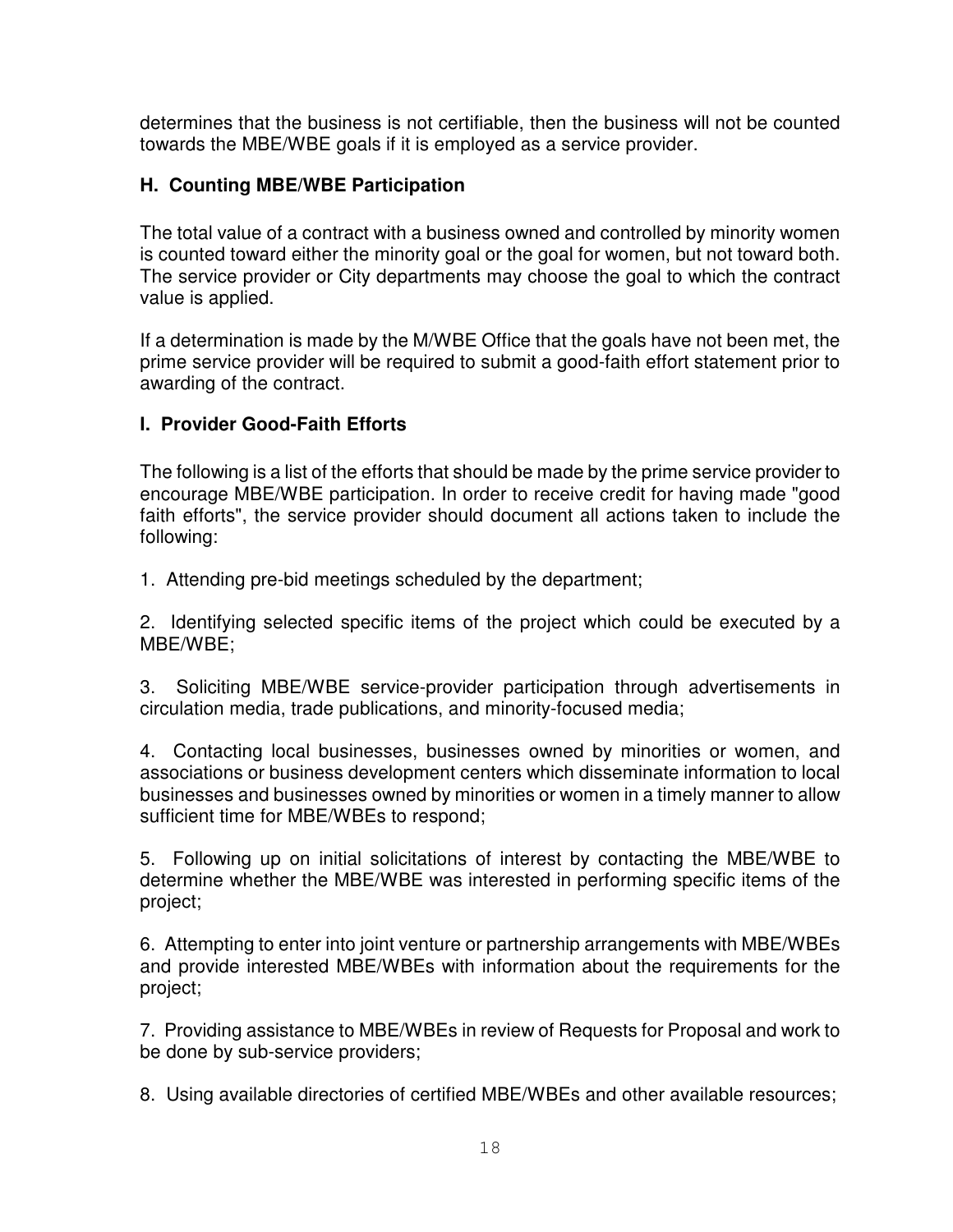determines that the business is not certifiable, then the business will not be counted towards the MBE/WBE goals if it is employed as a service provider.

### H. Counting MBE/WBE Participation

The total value of a contract with a business owned and controlled by minority women is counted toward either the minority goal or the goal for women, but not toward both. The service provider or City departments may choose the goal to which the contract value is applied.

If a determination is made by the M/WBE Office that the goals have not been met, the prime service provider will be required to submit a good-faith effort statement prior to awarding of the contract.

### I. Provider Good-Faith Efforts

The following is a list of the efforts that should be made by the prime service provider to encourage MBE/WBE participation. In order to receive credit for having made "good faith efforts", the service provider should document all actions taken to include the following:

1. Attending pre-bid meetings scheduled by the department;

2. Identifying selected specific items of the project which could be executed by a MBE/WBE;

3. Soliciting MBE/WBE service-provider participation through advertisements in circulation media, trade publications, and minority-focused media;

4. Contacting local businesses, businesses owned by minorities or women, and associations or business development centers which disseminate information to local businesses and businesses owned by minorities or women in a timely manner to allow sufficient time for MBE/WBEs to respond;

5. Following up on initial solicitations of interest by contacting the MBE/WBE to determine whether the MBE/WBE was interested in performing specific items of the project;

6. Attempting to enter into joint venture or partnership arrangements with MBE/WBEs and provide interested MBE/WBEs with information about the requirements for the project;

7. Providing assistance to MBE/WBEs in review of Requests for Proposal and work to be done by sub-service providers;

8. Using available directories of certified MBE/WBEs and other available resources;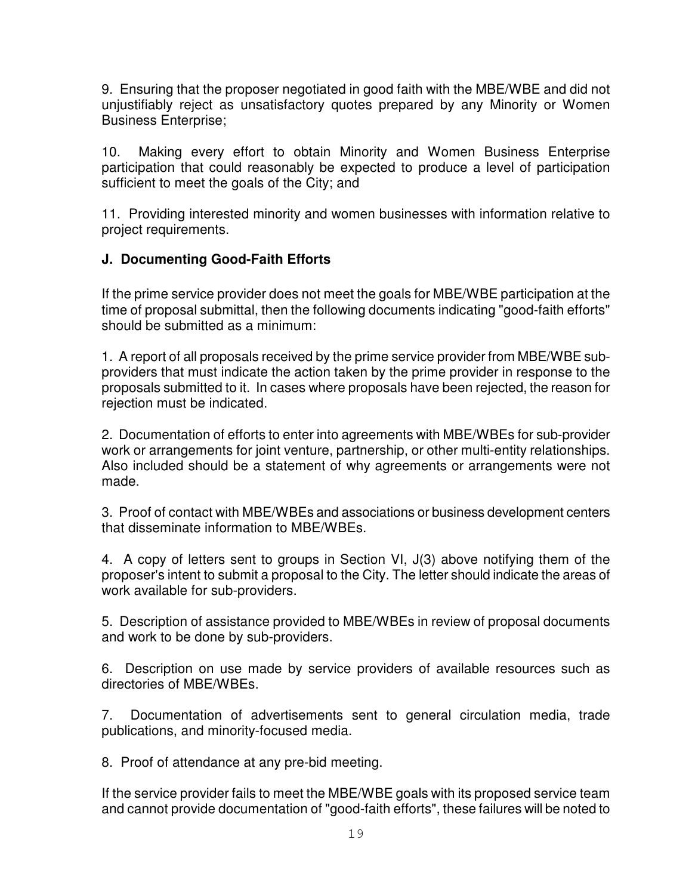9. Ensuring that the proposer negotiated in good faith with the MBE/WBE and did not unjustifiably reject as unsatisfactory quotes prepared by any Minority or Women Business Enterprise;

10. Making every effort to obtain Minority and Women Business Enterprise participation that could reasonably be expected to produce a level of participation sufficient to meet the goals of the City; and

11. Providing interested minority and women businesses with information relative to project requirements.

### J. Documenting Good-Faith Efforts

If the prime service provider does not meet the goals for MBE/WBE participation at the time of proposal submittal, then the following documents indicating "good-faith efforts" should be submitted as a minimum:

1. A report of all proposals received by the prime service provider from MBE/WBE sub-providers that must indicate the action taken by the prime provider in response to the proposals submitted to it. In cases where proposals have been rejected, the reason for rejection must be indicated.

2. Documentation of efforts to enter into agreements with MBE/WBEs for sub-provider work or arrangements for joint venture, partnership, or other multi-entity relationships. Also included should be a statement of why agreements or arrangements were not made.

3. Proof of contact with MBE/WBEs and associations or business development centers that disseminate information to MBE/WBEs.

4. A copy of letters sent to groups in Section VI, J(3) above notifying them of the proposer's intent to submit a proposal to the City. The letter should indicate the areas of work available for sub-providers.

5. Description of assistance provided to MBE/WBEs in review of proposal documents and work to be done by sub-providers.

6. Description on use made by service providers of available resources such as directories of MBE/WBEs.

7. Documentation of advertisements sent to general circulation media, trade publications, and minority-focused media.

8. Proof of attendance at any pre-bid meeting.

If the service provider fails to meet the MBE/WBE goals with its proposed service team and cannot provide documentation of "good-faith efforts", these failures will be noted to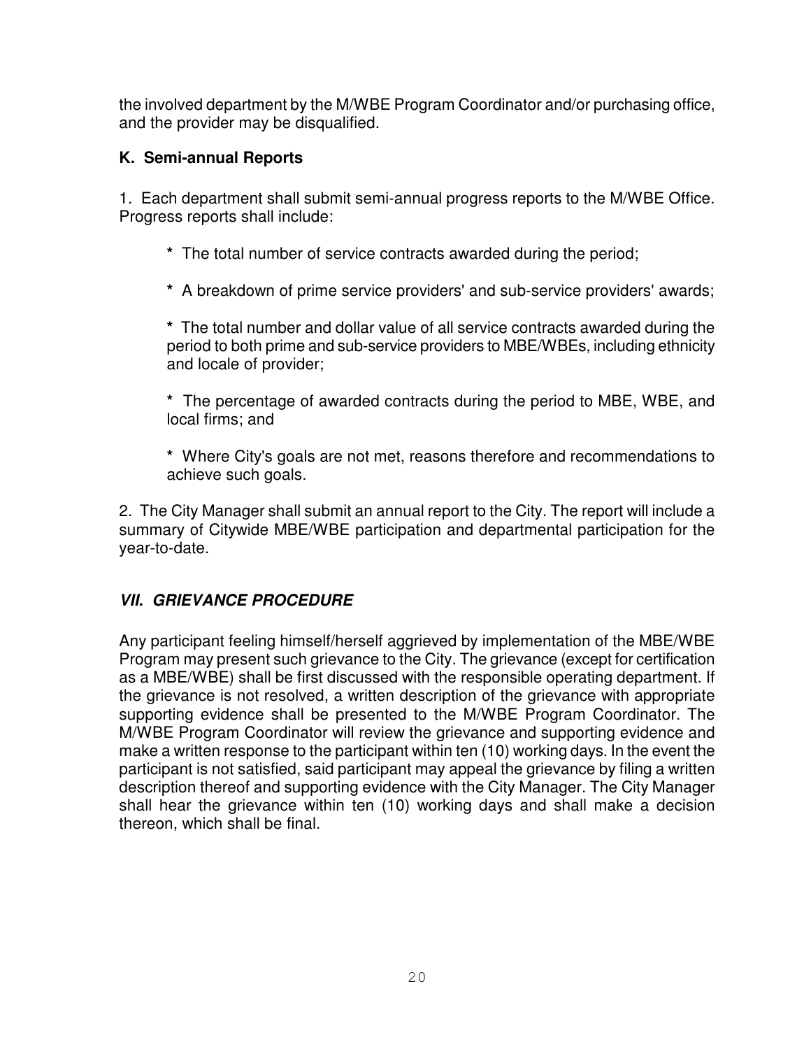the involved department by the M/WBE Program Coordinator and/or purchasing office, and the provider may be disqualified.

### K. Semi-annual Reports

1. Each department shall submit semi-annual progress reports to the M/WBE Office. Progress reports shall include:

   * The total number of service contracts awarded during the period;

   * A breakdown of prime service providers' and sub-service providers' awards;

   * The total number and dollar value of all service contracts awarded during the period to both prime and sub-service providers to MBE/WBEs, including ethnicity and locale of provider;

   * The percentage of awarded contracts during the period to MBE, WBE, and local firms; and

   * Where City's goals are not met, reasons therefore and recommendations to achieve such goals.

2. The City Manager shall submit an annual report to the City. The report will include a summary of Citywide MBE/WBE participation and departmental participation for the year-to-date.

## *VII. GRIEVANCE PROCEDURE*

Any participant feeling himself/herself aggrieved by implementation of the MBE/WBE Program may present such grievance to the City. The grievance (except for certification as a MBE/WBE) shall be first discussed with the responsible operating department. If the grievance is not resolved, a written description of the grievance with appropriate supporting evidence shall be presented to the M/WBE Program Coordinator. The M/WBE Program Coordinator will review the grievance and supporting evidence and make a written response to the participant within ten (10) working days. In the event the participant is not satisfied, said participant may appeal the grievance by filing a written description thereof and supporting evidence with the City Manager. The City Manager shall hear the grievance within ten (10) working days and shall make a decision thereon, which shall be final.